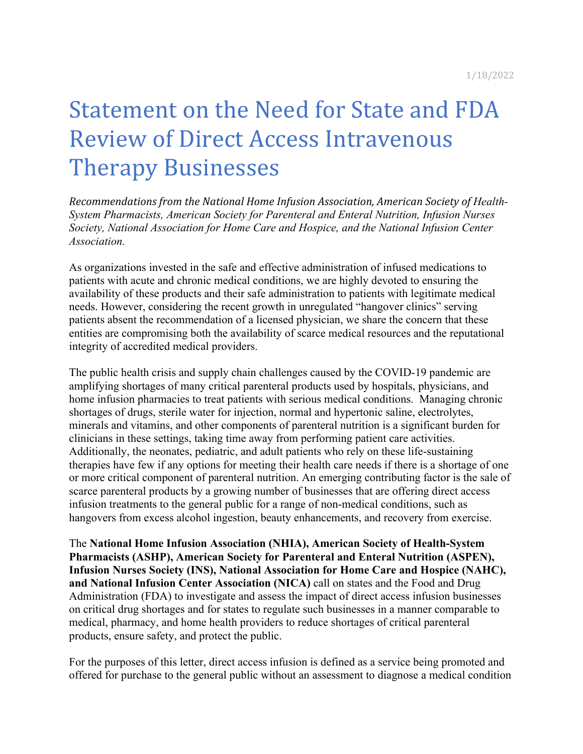1/18/2022

# Statement on the Need for State and FDA Review of Direct Access Intravenous Therapy Businesses

*Recommendations from the National Home Infusion Association, American Society of Health-System Pharmacists, American Society for Parenteral and Enteral Nutrition, Infusion Nurses Society, National Association for Home Care and Hospice, and the National Infusion Center Association.*

As organizations invested in the safe and effective administration of infused medications to patients with acute and chronic medical conditions, we are highly devoted to ensuring the availability of these products and their safe administration to patients with legitimate medical needs. However, considering the recent growth in unregulated "hangover clinics" serving patients absent the recommendation of a licensed physician, we share the concern that these entities are compromising both the availability of scarce medical resources and the reputational integrity of accredited medical providers.

The public health crisis and supply chain challenges caused by the COVID-19 pandemic are amplifying shortages of many critical parenteral products used by hospitals, physicians, and home infusion pharmacies to treat patients with serious medical conditions. Managing chronic shortages of drugs, sterile water for injection, normal and hypertonic saline, electrolytes, minerals and vitamins, and other components of parenteral nutrition is a significant burden for clinicians in these settings, taking time away from performing patient care activities. Additionally, the neonates, pediatric, and adult patients who rely on these life-sustaining therapies have few if any options for meeting their health care needs if there is a shortage of one or more critical component of parenteral nutrition. An emerging contributing factor is the sale of scarce parenteral products by a growing number of businesses that are offering direct access infusion treatments to the general public for a range of non-medical conditions, such as hangovers from excess alcohol ingestion, beauty enhancements, and recovery from exercise.

The **National Home Infusion Association (NHIA), American Society of Health-System Pharmacists (ASHP), American Society for Parenteral and Enteral Nutrition (ASPEN), Infusion Nurses Society (INS), National Association for Home Care and Hospice (NAHC), and National Infusion Center Association (NICA)** call on states and the Food and Drug Administration (FDA) to investigate and assess the impact of direct access infusion businesses on critical drug shortages and for states to regulate such businesses in a manner comparable to medical, pharmacy, and home health providers to reduce shortages of critical parenteral products, ensure safety, and protect the public.

For the purposes of this letter, direct access infusion is defined as a service being promoted and offered for purchase to the general public without an assessment to diagnose a medical condition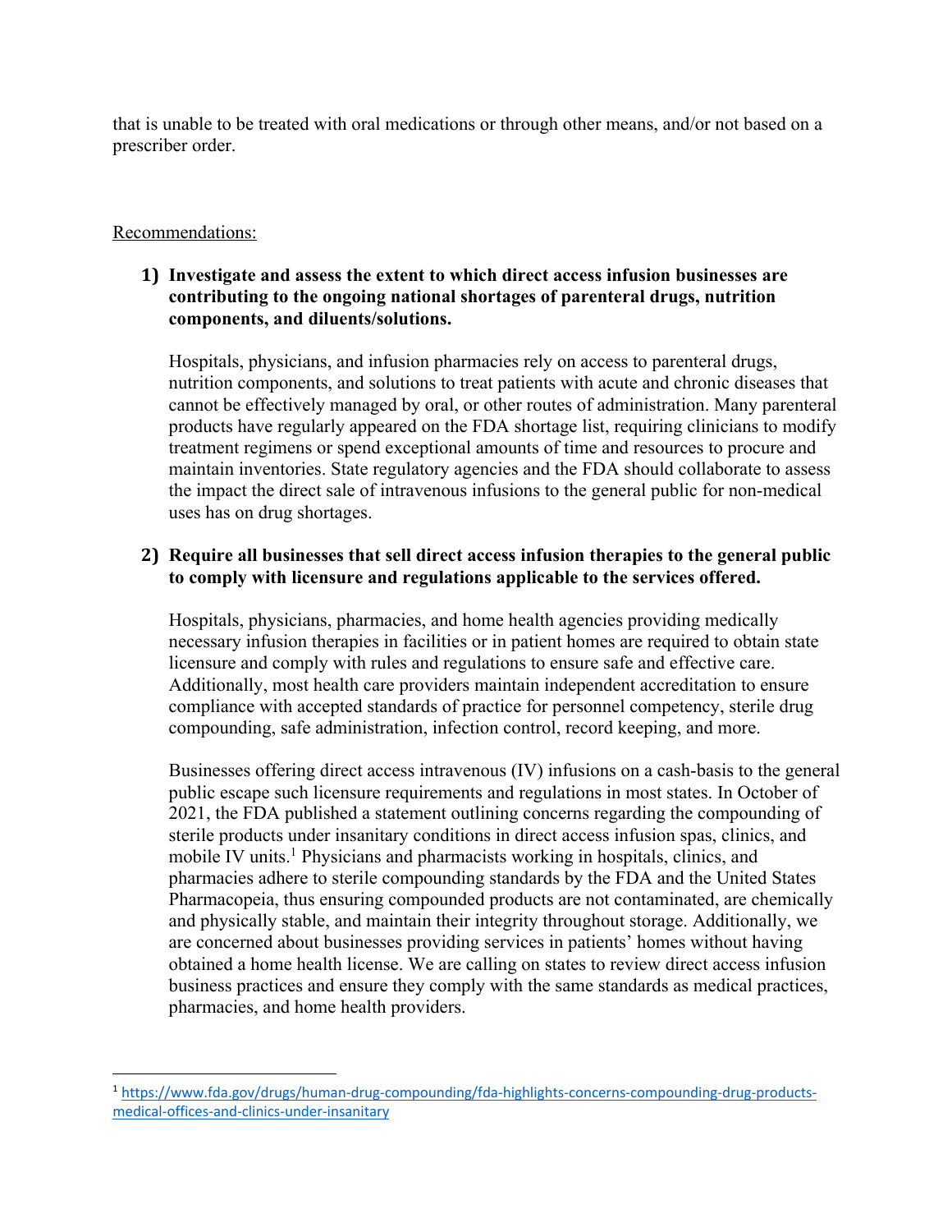that is unable to be treated with oral medications or through other means, and/or not based on a prescriber order.

Recommendations:

1) **Investigate and assess the extent to which direct access infusion businesses are contributing to the ongoing national shortages of parenteral drugs, nutrition components, and diluents/solutions.**

   Hospitals, physicians, and infusion pharmacies rely on access to parenteral drugs, nutrition components, and solutions to treat patients with acute and chronic diseases that cannot be effectively managed by oral, or other routes of administration. Many parenteral products have regularly appeared on the FDA shortage list, requiring clinicians to modify treatment regimens or spend exceptional amounts of time and resources to procure and maintain inventories. State regulatory agencies and the FDA should collaborate to assess the impact the direct sale of intravenous infusions to the general public for non-medical uses has on drug shortages.

2) **Require all businesses that sell direct access infusion therapies to the general public to comply with licensure and regulations applicable to the services offered.**

   Hospitals, physicians, pharmacies, and home health agencies providing medically necessary infusion therapies in facilities or in patient homes are required to obtain state licensure and comply with rules and regulations to ensure safe and effective care. Additionally, most health care providers maintain independent accreditation to ensure compliance with accepted standards of practice for personnel competency, sterile drug compounding, safe administration, infection control, record keeping, and more.

   Businesses offering direct access intravenous (IV) infusions on a cash-basis to the general public escape such licensure requirements and regulations in most states. In October of 2021, the FDA published a statement outlining concerns regarding the compounding of sterile products under insanitary conditions in direct access infusion spas, clinics, and mobile IV units.[1] Physicians and pharmacists working in hospitals, clinics, and pharmacies adhere to sterile compounding standards by the FDA and the United States Pharmacopeia, thus ensuring compounded products are not contaminated, are chemically and physically stable, and maintain their integrity throughout storage. Additionally, we are concerned about businesses providing services in patients' homes without having obtained a home health license. We are calling on states to review direct access infusion business practices and ensure they comply with the same standards as medical practices, pharmacies, and home health providers.

---

[1] https://www.fda.gov/drugs/human-drug-compounding/fda-highlights-concerns-compounding-drug-products-medical-offices-and-clinics-under-insanitary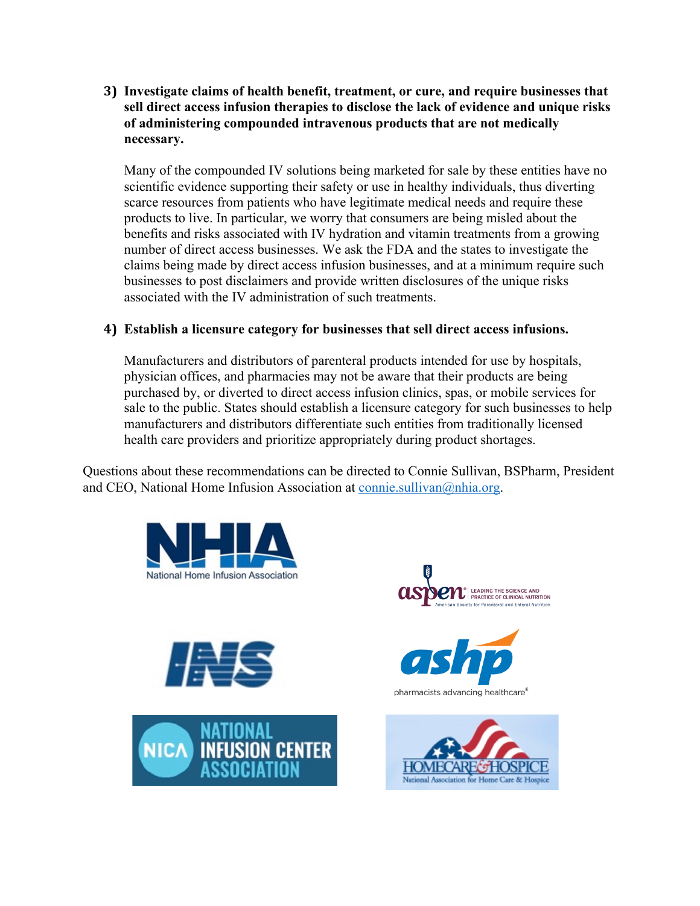3) **Investigate claims of health benefit, treatment, or cure, and require businesses that sell direct access infusion therapies to disclose the lack of evidence and unique risks of administering compounded intravenous products that are not medically necessary.**

   Many of the compounded IV solutions being marketed for sale by these entities have no scientific evidence supporting their safety or use in healthy individuals, thus diverting scarce resources from patients who have legitimate medical needs and require these products to live. In particular, we worry that consumers are being misled about the benefits and risks associated with IV hydration and vitamin treatments from a growing number of direct access businesses. We ask the FDA and the states to investigate the claims being made by direct access infusion businesses, and at a minimum require such businesses to post disclaimers and provide written disclosures of the unique risks associated with the IV administration of such treatments.

4) **Establish a licensure category for businesses that sell direct access infusions.**

   Manufacturers and distributors of parenteral products intended for use by hospitals, physician offices, and pharmacies may not be aware that their products are being purchased by, or diverted to direct access infusion clinics, spas, or mobile services for sale to the public. States should establish a licensure category for such businesses to help manufacturers and distributors differentiate such entities from traditionally licensed health care providers and prioritize appropriately during product shortages.

Questions about these recommendations can be directed to Connie Sullivan, BSPharm, President and CEO, National Home Infusion Association at connie.sullivan@nhia.org.

NHIA National Home Infusion Association

aspen LEADING THE SCIENCE AND PRACTICE OF CLINICAL NUTRITION American Society for Parenteral and Enteral Nutrition

INS

ashp pharmacists advancing healthcare®

NICA NATIONAL INFUSION CENTER ASSOCIATION

HOMECARE & HOSPICE National Association for Home Care & Hospice